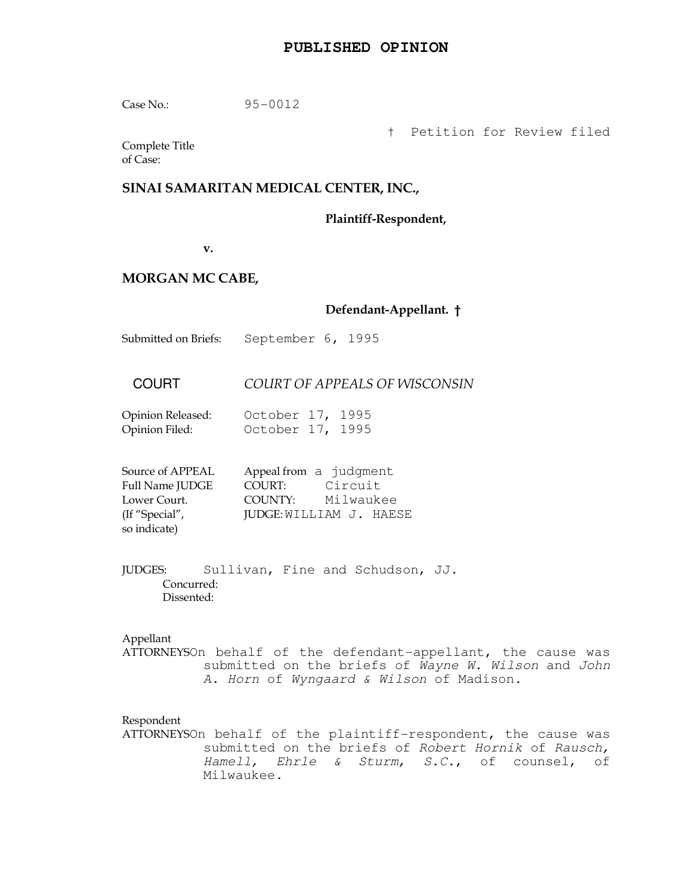# PUBLISHED OPINION

Case No.: 95-0012

† Petition for Review filed

Complete Title of Case:

**SINAI SAMARITAN MEDICAL CENTER, INC.,**

**Plaintiff-Respondent,**

**v.**

**MORGAN MC CABE,**

**Defendant-Appellant. †**

Submitted on Briefs: September 6, 1995

COURT *COURT OF APPEALS OF WISCONSIN*

Opinion Released: October 17, 1995
Opinion Filed: October 17, 1995

Source of APPEAL Appeal from a judgment
Full Name JUDGE COURT: Circuit
Lower Court. COUNTY: Milwaukee
(If "Special", JUDGE: WILLIAM J. HAESE
so indicate)

JUDGES: Sullivan, Fine and Schudson, JJ.
Concurred:
Dissented:

Appellant
ATTORNEYS On behalf of the defendant-appellant, the cause was submitted on the briefs of *Wayne W. Wilson* and *John A. Horn* of *Wyngaard & Wilson* of Madison.

Respondent
ATTORNEYS On behalf of the plaintiff-respondent, the cause was submitted on the briefs of *Robert Hornik* of *Rausch, Hamell, Ehrle & Sturm, S.C.*, of counsel, of Milwaukee.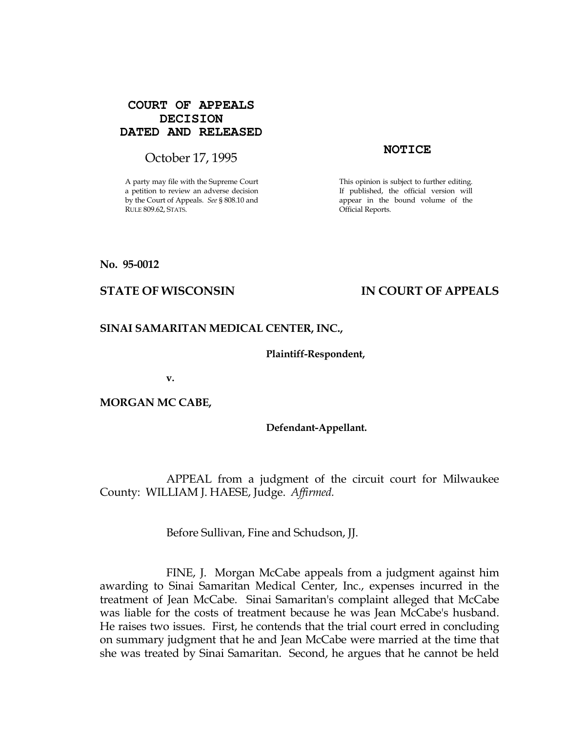**COURT OF APPEALS DECISION DATED AND RELEASED**

October 17, 1995

A party may file with the Supreme Court a petition to review an adverse decision by the Court of Appeals. *See* § 808.10 and RULE 809.62, STATS.

**NOTICE**

This opinion is subject to further editing. If published, the official version will appear in the bound volume of the Official Reports.

**No. 95-0012**

**STATE OF WISCONSIN** **IN COURT OF APPEALS**

**SINAI SAMARITAN MEDICAL CENTER, INC.,**

**Plaintiff-Respondent,**

**v.**

**MORGAN MC CABE,**

**Defendant-Appellant.**

APPEAL from a judgment of the circuit court for Milwaukee County: WILLIAM J. HAESE, Judge. *Affirmed.*

Before Sullivan, Fine and Schudson, JJ.

FINE, J. Morgan McCabe appeals from a judgment against him awarding to Sinai Samaritan Medical Center, Inc., expenses incurred in the treatment of Jean McCabe. Sinai Samaritan's complaint alleged that McCabe was liable for the costs of treatment because he was Jean McCabe's husband. He raises two issues. First, he contends that the trial court erred in concluding on summary judgment that he and Jean McCabe were married at the time that she was treated by Sinai Samaritan. Second, he argues that he cannot be held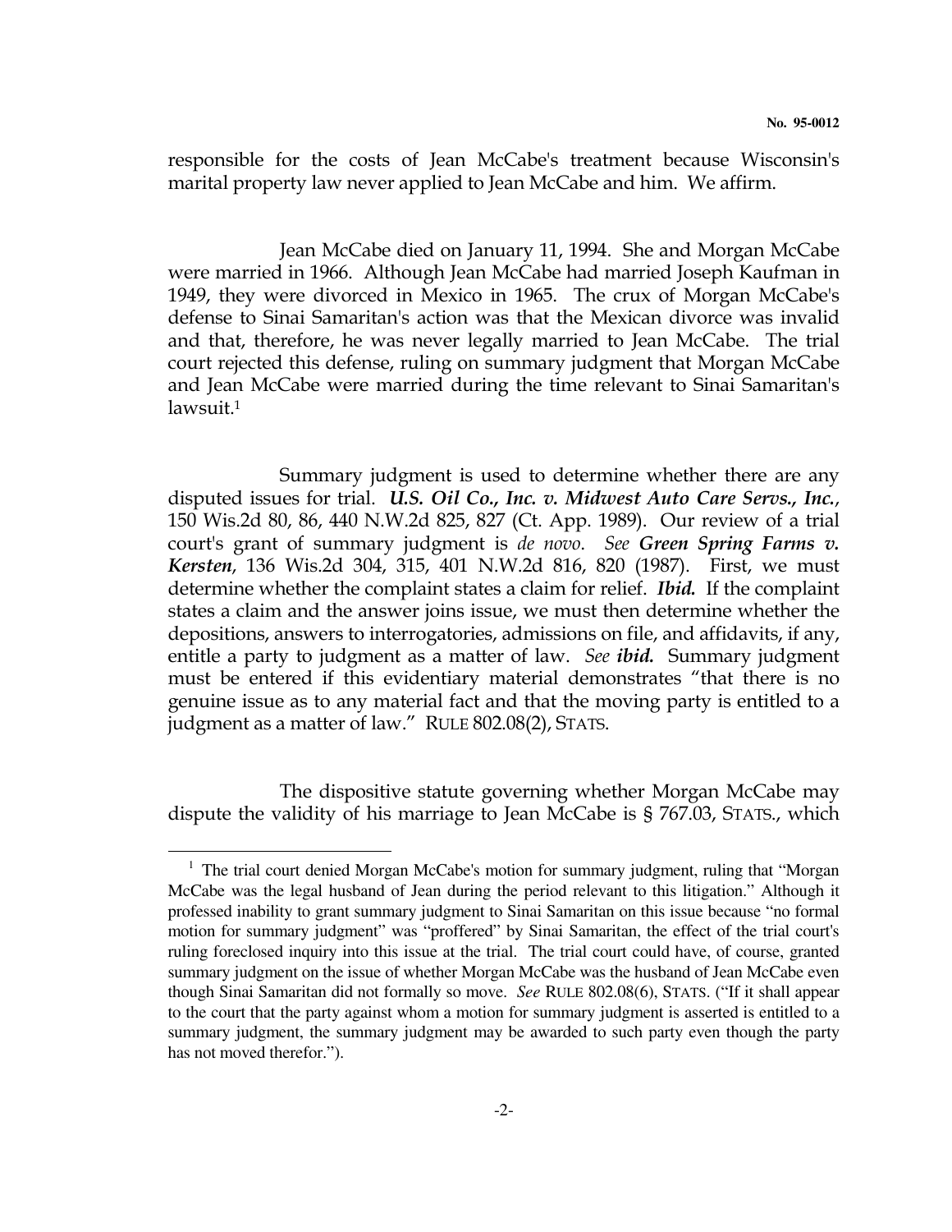responsible for the costs of Jean McCabe's treatment because Wisconsin's marital property law never applied to Jean McCabe and him. We affirm.

Jean McCabe died on January 11, 1994. She and Morgan McCabe were married in 1966. Although Jean McCabe had married Joseph Kaufman in 1949, they were divorced in Mexico in 1965. The crux of Morgan McCabe's defense to Sinai Samaritan's action was that the Mexican divorce was invalid and that, therefore, he was never legally married to Jean McCabe. The trial court rejected this defense, ruling on summary judgment that Morgan McCabe and Jean McCabe were married during the time relevant to Sinai Samaritan's lawsuit.[1]

Summary judgment is used to determine whether there are any disputed issues for trial. ***U.S. Oil Co., Inc. v. Midwest Auto Care Servs., Inc.***, 150 Wis.2d 80, 86, 440 N.W.2d 825, 827 (Ct. App. 1989). Our review of a trial court's grant of summary judgment is *de novo*. *See* ***Green Spring Farms v. Kersten***, 136 Wis.2d 304, 315, 401 N.W.2d 816, 820 (1987). First, we must determine whether the complaint states a claim for relief. ***Ibid.*** If the complaint states a claim and the answer joins issue, we must then determine whether the depositions, answers to interrogatories, admissions on file, and affidavits, if any, entitle a party to judgment as a matter of law. *See* ***ibid.*** Summary judgment must be entered if this evidentiary material demonstrates "that there is no genuine issue as to any material fact and that the moving party is entitled to a judgment as a matter of law." RULE 802.08(2), STATS.

The dispositive statute governing whether Morgan McCabe may dispute the validity of his marriage to Jean McCabe is § 767.03, STATS., which

---

[1] The trial court denied Morgan McCabe's motion for summary judgment, ruling that "Morgan McCabe was the legal husband of Jean during the period relevant to this litigation." Although it professed inability to grant summary judgment to Sinai Samaritan on this issue because "no formal motion for summary judgment" was "proffered" by Sinai Samaritan, the effect of the trial court's ruling foreclosed inquiry into this issue at the trial. The trial court could have, of course, granted summary judgment on the issue of whether Morgan McCabe was the husband of Jean McCabe even though Sinai Samaritan did not formally so move. *See* RULE 802.08(6), STATS. ("If it shall appear to the court that the party against whom a motion for summary judgment is asserted is entitled to a summary judgment, the summary judgment may be awarded to such party even though the party has not moved therefor.").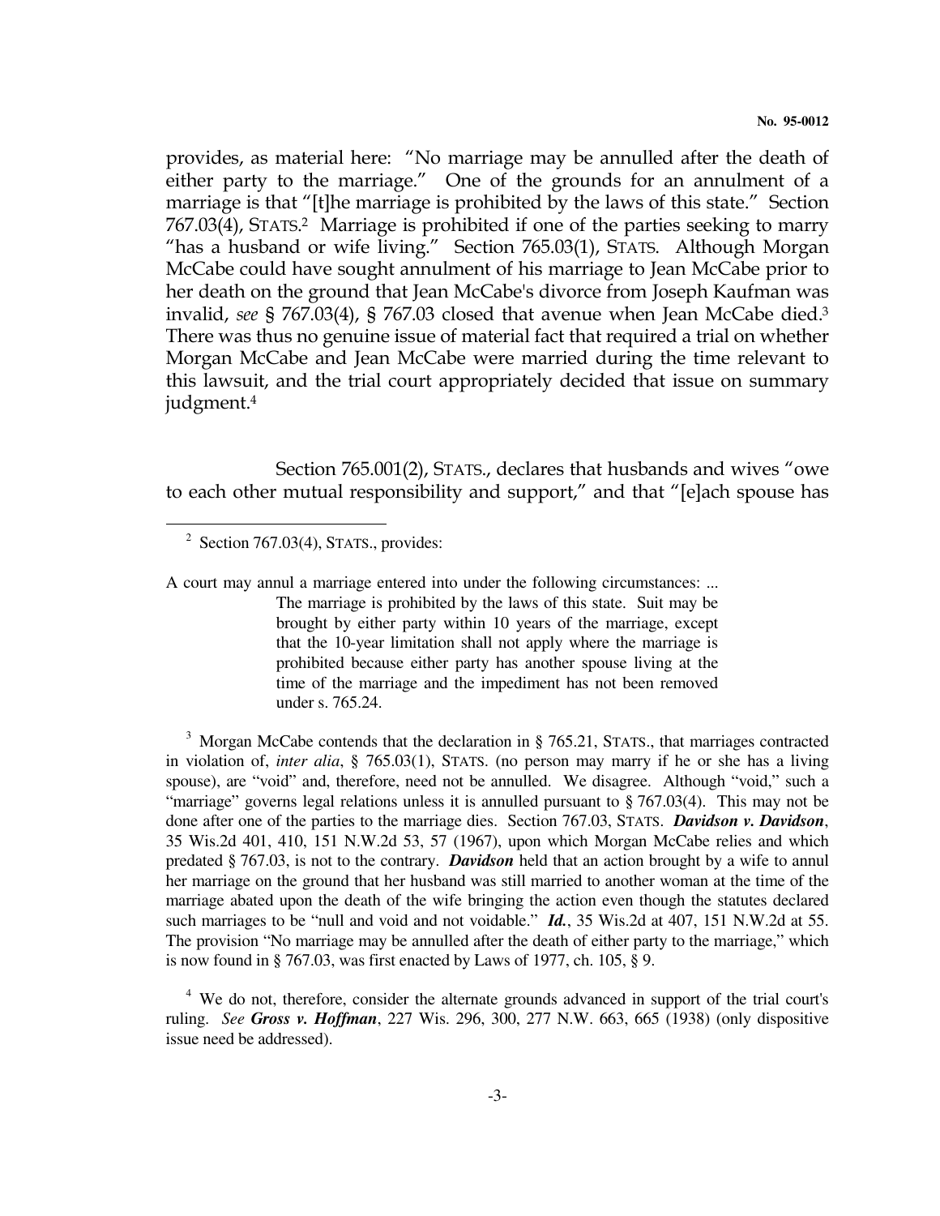provides, as material here: "No marriage may be annulled after the death of either party to the marriage." One of the grounds for an annulment of a marriage is that "[t]he marriage is prohibited by the laws of this state." Section 767.03(4), STATS.[2] Marriage is prohibited if one of the parties seeking to marry "has a husband or wife living." Section 765.03(1), STATS. Although Morgan McCabe could have sought annulment of his marriage to Jean McCabe prior to her death on the ground that Jean McCabe's divorce from Joseph Kaufman was invalid, *see* § 767.03(4), § 767.03 closed that avenue when Jean McCabe died.[3] There was thus no genuine issue of material fact that required a trial on whether Morgan McCabe and Jean McCabe were married during the time relevant to this lawsuit, and the trial court appropriately decided that issue on summary judgment.[4]

Section 765.001(2), STATS., declares that husbands and wives "owe to each other mutual responsibility and support," and that "[e]ach spouse has

---

[2] Section 767.03(4), STATS., provides:

A court may annul a marriage entered into under the following circumstances: ...

> The marriage is prohibited by the laws of this state. Suit may be brought by either party within 10 years of the marriage, except that the 10-year limitation shall not apply where the marriage is prohibited because either party has another spouse living at the time of the marriage and the impediment has not been removed under s. 765.24.

[3] Morgan McCabe contends that the declaration in § 765.21, STATS., that marriages contracted in violation of, *inter alia*, § 765.03(1), STATS. (no person may marry if he or she has a living spouse), are "void" and, therefore, need not be annulled. We disagree. Although "void," such a "marriage" governs legal relations unless it is annulled pursuant to § 767.03(4). This may not be done after one of the parties to the marriage dies. Section 767.03, STATS. ***Davidson v. Davidson***, 35 Wis.2d 401, 410, 151 N.W.2d 53, 57 (1967), upon which Morgan McCabe relies and which predated § 767.03, is not to the contrary. ***Davidson*** held that an action brought by a wife to annul her marriage on the ground that her husband was still married to another woman at the time of the marriage abated upon the death of the wife bringing the action even though the statutes declared such marriages to be "null and void and not voidable." ***Id.***, 35 Wis.2d at 407, 151 N.W.2d at 55. The provision "No marriage may be annulled after the death of either party to the marriage," which is now found in § 767.03, was first enacted by Laws of 1977, ch. 105, § 9.

[4] We do not, therefore, consider the alternate grounds advanced in support of the trial court's ruling. *See* ***Gross v. Hoffman***, 227 Wis. 296, 300, 277 N.W. 663, 665 (1938) (only dispositive issue need be addressed).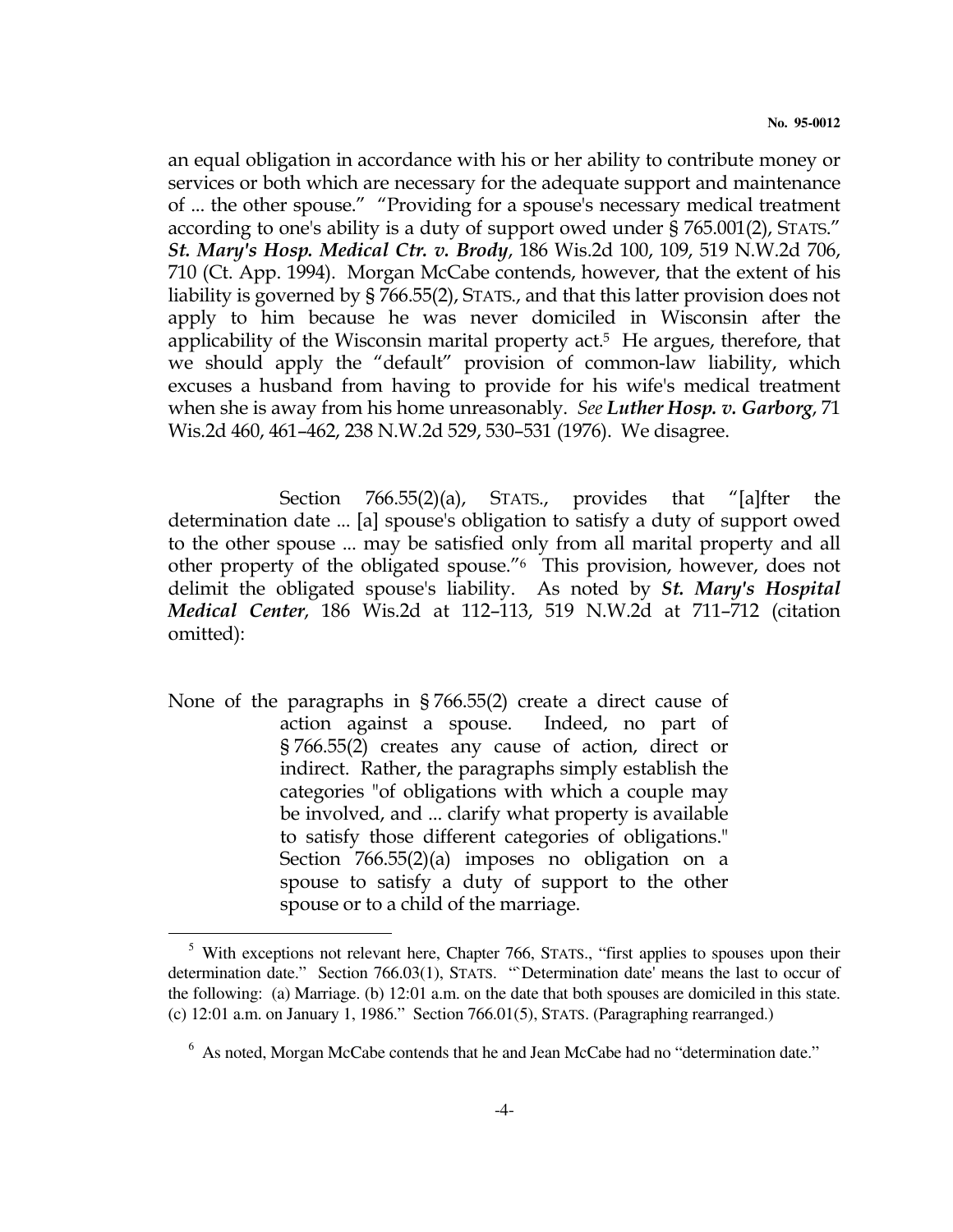an equal obligation in accordance with his or her ability to contribute money or services or both which are necessary for the adequate support and maintenance of ... the other spouse." "Providing for a spouse's necessary medical treatment according to one's ability is a duty of support owed under § 765.001(2), STATS." ***St. Mary's Hosp. Medical Ctr. v. Brody***, 186 Wis.2d 100, 109, 519 N.W.2d 706, 710 (Ct. App. 1994). Morgan McCabe contends, however, that the extent of his liability is governed by § 766.55(2), STATS., and that this latter provision does not apply to him because he was never domiciled in Wisconsin after the applicability of the Wisconsin marital property act.[5] He argues, therefore, that we should apply the "default" provision of common-law liability, which excuses a husband from having to provide for his wife's medical treatment when she is away from his home unreasonably. *See* ***Luther Hosp. v. Garborg***, 71 Wis.2d 460, 461–462, 238 N.W.2d 529, 530–531 (1976). We disagree.

Section 766.55(2)(a), STATS., provides that "[a]fter the determination date ... [a] spouse's obligation to satisfy a duty of support owed to the other spouse ... may be satisfied only from all marital property and all other property of the obligated spouse."[6] This provision, however, does not delimit the obligated spouse's liability. As noted by ***St. Mary's Hospital Medical Center***, 186 Wis.2d at 112–113, 519 N.W.2d at 711–712 (citation omitted):

> None of the paragraphs in § 766.55(2) create a direct cause of action against a spouse. Indeed, no part of § 766.55(2) creates any cause of action, direct or indirect. Rather, the paragraphs simply establish the categories "of obligations with which a couple may be involved, and ... clarify what property is available to satisfy those different categories of obligations." Section 766.55(2)(a) imposes no obligation on a spouse to satisfy a duty of support to the other spouse or to a child of the marriage.

---

[5] With exceptions not relevant here, Chapter 766, STATS., "first applies to spouses upon their determination date." Section 766.03(1), STATS. "'Determination date' means the last to occur of the following: (a) Marriage. (b) 12:01 a.m. on the date that both spouses are domiciled in this state. (c) 12:01 a.m. on January 1, 1986." Section 766.01(5), STATS. (Paragraphing rearranged.)

[6] As noted, Morgan McCabe contends that he and Jean McCabe had no "determination date."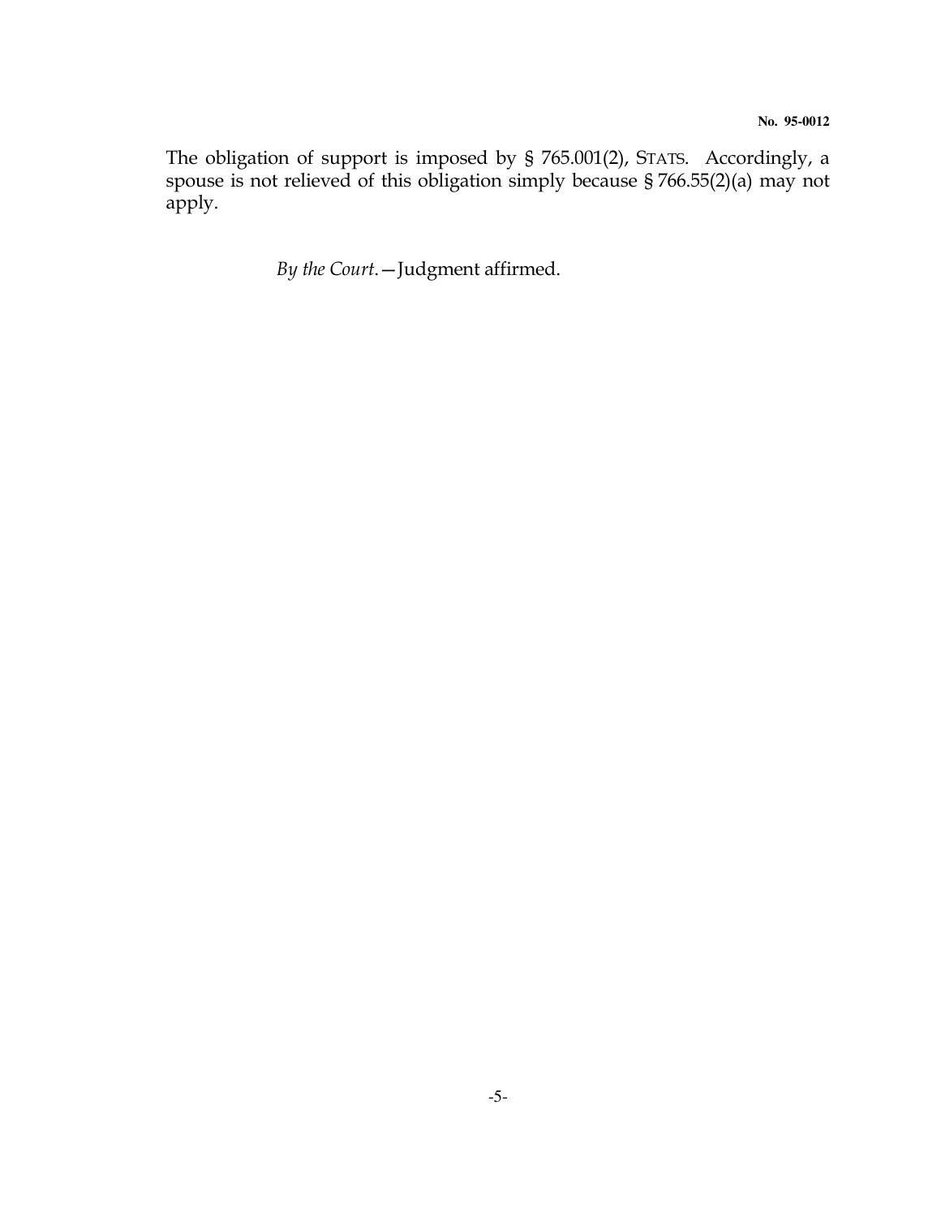The obligation of support is imposed by § 765.001(2), STATS. Accordingly, a spouse is not relieved of this obligation simply because § 766.55(2)(a) may not apply.

*By the Court.*—Judgment affirmed.